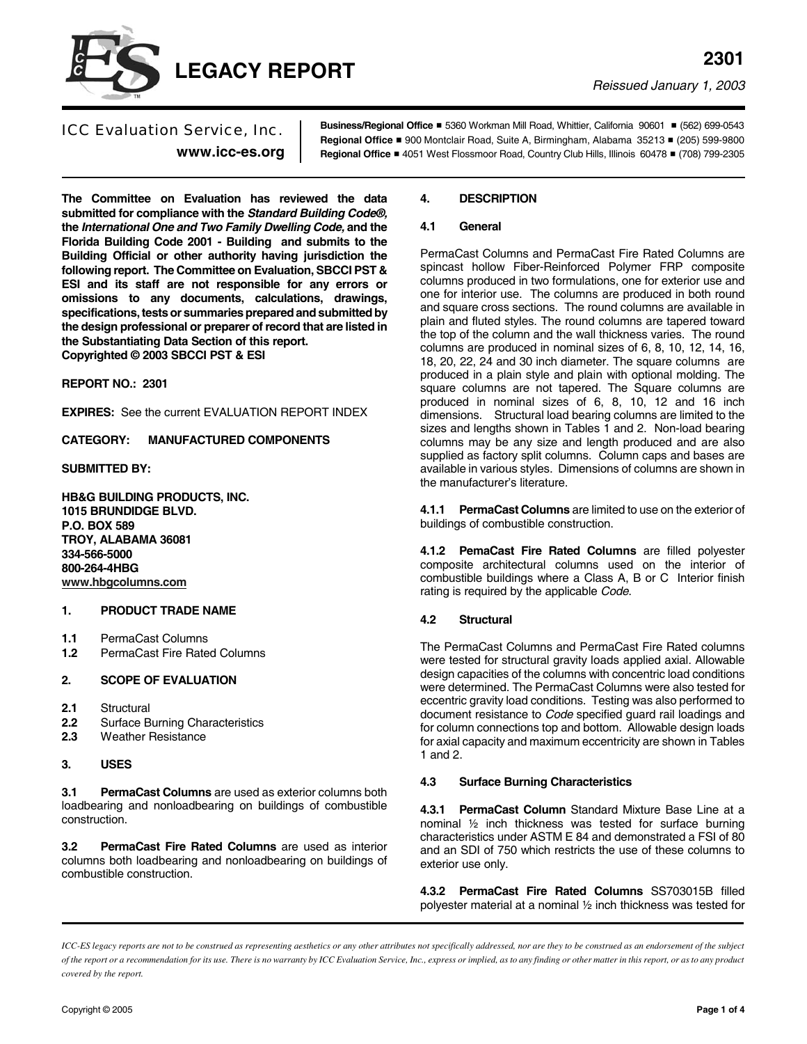# LEGACY REPORT

**2301**

*Reissued January 1, 2003*

ICC Evaluation Service, Inc.
**www.icc-es.org**

**Business/Regional Office** ■ 5360 Workman Mill Road, Whittier, California 90601 ■ (562) 699-0543
**Regional Office** ■ 900 Montclair Road, Suite A, Birmingham, Alabama 35213 ■ (205) 599-9800
**Regional Office** ■ 4051 West Flossmoor Road, Country Club Hills, Illinois 60478 ■ (708) 799-2305

**The Committee on Evaluation has reviewed the data submitted for compliance with the *Standard Building Code®,* the *International One and Two Family Dwelling Code,* and the Florida Building Code 2001 - Building and submits to the Building Official or other authority having jurisdiction the following report. The Committee on Evaluation, SBCCI PST & ESI and its staff are not responsible for any errors or omissions to any documents, calculations, drawings, specifications, tests or summaries prepared and submitted by the design professional or preparer of record that are listed in the Substantiating Data Section of this report.**
**Copyrighted © 2003 SBCCI PST & ESI**

**REPORT NO.: 2301**

**EXPIRES:** See the current EVALUATION REPORT INDEX

**CATEGORY: MANUFACTURED COMPONENTS**

**SUBMITTED BY:**

**HB&G BUILDING PRODUCTS, INC.**
**1015 BRUNDIDGE BLVD.**
**P.O. BOX 589**
**TROY, ALABAMA 36081**
**334-566-5000**
**800-264-4HBG**
**www.hbgcolumns.com**

## 1. PRODUCT TRADE NAME

**1.1** PermaCast Columns
**1.2** PermaCast Fire Rated Columns

## 2. SCOPE OF EVALUATION

**2.1** Structural
**2.2** Surface Burning Characteristics
**2.3** Weather Resistance

## 3. USES

**3.1 PermaCast Columns** are used as exterior columns both loadbearing and nonloadbearing on buildings of combustible construction.

**3.2 PermaCast Fire Rated Columns** are used as interior columns both loadbearing and nonloadbearing on buildings of combustible construction.

## 4. DESCRIPTION

### 4.1 General

PermaCast Columns and PermaCast Fire Rated Columns are spincast hollow Fiber-Reinforced Polymer FRP composite columns produced in two formulations, one for exterior use and one for interior use. The columns are produced in both round and square cross sections. The round columns are available in plain and fluted styles. The round columns are tapered toward the top of the column and the wall thickness varies. The round columns are produced in nominal sizes of 6, 8, 10, 12, 14, 16, 18, 20, 22, 24 and 30 inch diameter. The square columns are produced in a plain style and plain with optional molding. The square columns are not tapered. The Square columns are produced in nominal sizes of 6, 8, 10, 12 and 16 inch dimensions. Structural load bearing columns are limited to the sizes and lengths shown in Tables 1 and 2. Non-load bearing columns may be any size and length produced and are also supplied as factory split columns. Column caps and bases are available in various styles. Dimensions of columns are shown in the manufacturer's literature.

**4.1.1 PermaCast Columns** are limited to use on the exterior of buildings of combustible construction.

**4.1.2 PemaCast Fire Rated Columns** are filled polyester composite architectural columns used on the interior of combustible buildings where a Class A, B or C Interior finish rating is required by the applicable *Code*.

### 4.2 Structural

The PermaCast Columns and PermaCast Fire Rated columns were tested for structural gravity loads applied axial. Allowable design capacities of the columns with concentric load conditions were determined. The PermaCast Columns were also tested for eccentric gravity load conditions. Testing was also performed to document resistance to *Code* specified guard rail loadings and for column connections top and bottom. Allowable design loads for axial capacity and maximum eccentricity are shown in Tables 1 and 2.

### 4.3 Surface Burning Characteristics

**4.3.1 PermaCast Column** Standard Mixture Base Line at a nominal ½ inch thickness was tested for surface burning characteristics under ASTM E 84 and demonstrated a FSI of 80 and an SDI of 750 which restricts the use of these columns to exterior use only.

**4.3.2 PermaCast Fire Rated Columns** SS703015B filled polyester material at a nominal ½ inch thickness was tested for

*ICC-ES legacy reports are not to be construed as representing aesthetics or any other attributes not specifically addressed, nor are they to be construed as an endorsement of the subject of the report or a recommendation for its use. There is no warranty by ICC Evaluation Service, Inc., express or implied, as to any finding or other matter in this report, or as to any product covered by the report.*

Copyright © 2005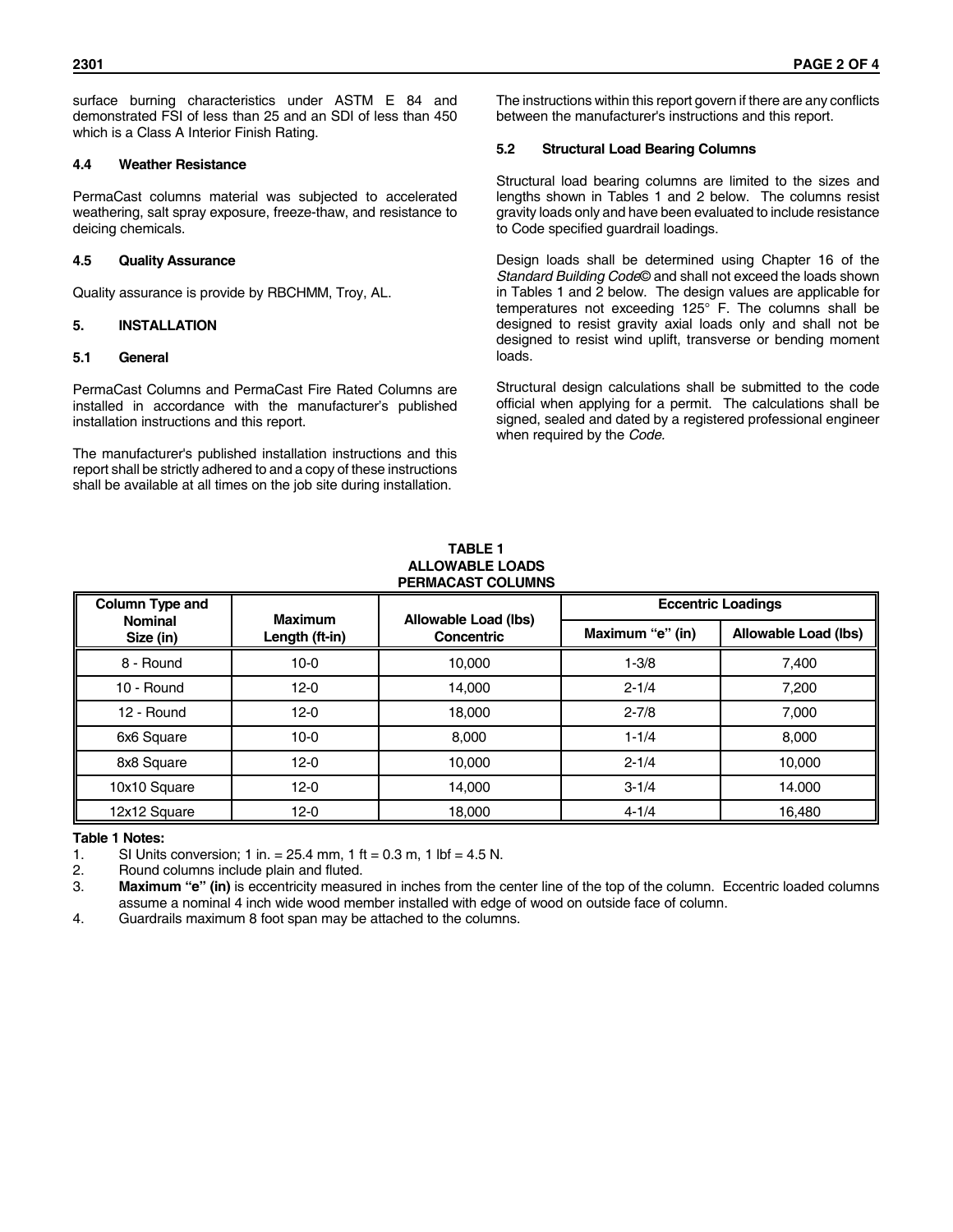surface burning characteristics under ASTM E 84 and demonstrated FSI of less than 25 and an SDI of less than 450 which is a Class A Interior Finish Rating.

### 4.4 Weather Resistance

PermaCast columns material was subjected to accelerated weathering, salt spray exposure, freeze-thaw, and resistance to deicing chemicals.

### 4.5 Quality Assurance

Quality assurance is provide by RBCHMM, Troy, AL.

## 5. INSTALLATION

### 5.1 General

PermaCast Columns and PermaCast Fire Rated Columns are installed in accordance with the manufacturer's published installation instructions and this report.

The manufacturer's published installation instructions and this report shall be strictly adhered to and a copy of these instructions shall be available at all times on the job site during installation.

The instructions within this report govern if there are any conflicts between the manufacturer's instructions and this report.

### 5.2 Structural Load Bearing Columns

Structural load bearing columns are limited to the sizes and lengths shown in Tables 1 and 2 below. The columns resist gravity loads only and have been evaluated to include resistance to Code specified guardrail loadings.

Design loads shall be determined using Chapter 16 of the *Standard Building Code©* and shall not exceed the loads shown in Tables 1 and 2 below. The design values are applicable for temperatures not exceeding 125° F. The columns shall be designed to resist gravity axial loads only and shall not be designed to resist wind uplift, transverse or bending moment loads.

Structural design calculations shall be submitted to the code official when applying for a permit. The calculations shall be signed, sealed and dated by a registered professional engineer when required by the *Code*.

**TABLE 1**
**ALLOWABLE LOADS**
**PERMACAST COLUMNS**

| Column Type and Nominal Size (in) | Maximum Length (ft-in) | Allowable Load (lbs) Concentric | Eccentric Loadings | |
|---|---|---|---|---|
| | | | Maximum "e" (in) | Allowable Load (lbs) |
| 8 - Round | 10-0 | 10,000 | 1-3/8 | 7,400 |
| 10 - Round | 12-0 | 14,000 | 2-1/4 | 7,200 |
| 12 - Round | 12-0 | 18,000 | 2-7/8 | 7,000 |
| 6x6 Square | 10-0 | 8,000 | 1-1/4 | 8,000 |
| 8x8 Square | 12-0 | 10,000 | 2-1/4 | 10,000 |
| 10x10 Square | 12-0 | 14,000 | 3-1/4 | 14.000 |
| 12x12 Square | 12-0 | 18,000 | 4-1/4 | 16,480 |

**Table 1 Notes:**

1. SI Units conversion; 1 in. = 25.4 mm, 1 ft = 0.3 m, 1 lbf = 4.5 N.
2. Round columns include plain and fluted.
3. **Maximum "e" (in)** is eccentricity measured in inches from the center line of the top of the column. Eccentric loaded columns assume a nominal 4 inch wide wood member installed with edge of wood on outside face of column.
4. Guardrails maximum 8 foot span may be attached to the columns.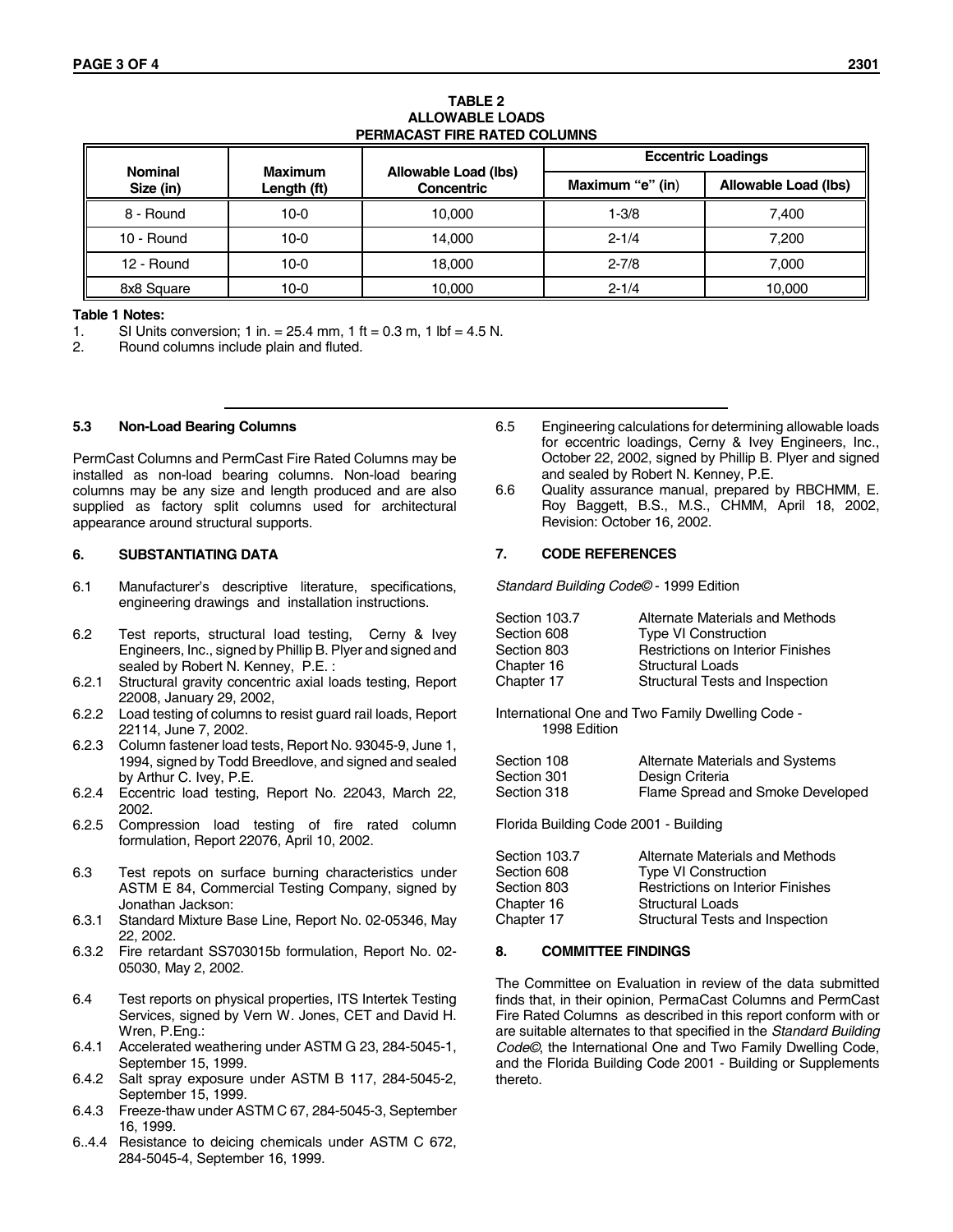**TABLE 2**
**ALLOWABLE LOADS**
**PERMACAST FIRE RATED COLUMNS**

| Nominal Size (in) | Maximum Length (ft) | Allowable Load (lbs) Concentric | Eccentric Loadings | |
|---|---|---|---|---|
| | | | Maximum "e" (in) | Allowable Load (lbs) |
| 8 - Round | 10-0 | 10,000 | 1-3/8 | 7,400 |
| 10 - Round | 10-0 | 14,000 | 2-1/4 | 7,200 |
| 12 - Round | 10-0 | 18,000 | 2-7/8 | 7,000 |
| 8x8 Square | 10-0 | 10,000 | 2-1/4 | 10,000 |

**Table 1 Notes:**

1. SI Units conversion; 1 in. = 25.4 mm, 1 ft = 0.3 m, 1 lbf = 4.5 N.
2. Round columns include plain and fluted.

### 5.3 Non-Load Bearing Columns

PermCast Columns and PermCast Fire Rated Columns may be installed as non-load bearing columns. Non-load bearing columns may be any size and length produced and are also supplied as factory split columns used for architectural appearance around structural supports.

## 6. SUBSTANTIATING DATA

6.1 Manufacturer's descriptive literature, specifications, engineering drawings and installation instructions.

6.2 Test reports, structural load testing, Cerny & Ivey Engineers, Inc., signed by Phillip B. Plyer and signed and sealed by Robert N. Kenney, P.E. :

6.2.1 Structural gravity concentric axial loads testing, Report 22008, January 29, 2002,

6.2.2 Load testing of columns to resist guard rail loads, Report 22114, June 7, 2002.

6.2.3 Column fastener load tests, Report No. 93045-9, June 1, 1994, signed by Todd Breedlove, and signed and sealed by Arthur C. Ivey, P.E.

6.2.4 Eccentric load testing, Report No. 22043, March 22, 2002.

6.2.5 Compression load testing of fire rated column formulation, Report 22076, April 10, 2002.

6.3 Test repots on surface burning characteristics under ASTM E 84, Commercial Testing Company, signed by Jonathan Jackson:

6.3.1 Standard Mixture Base Line, Report No. 02-05346, May 22, 2002.

6.3.2 Fire retardant SS703015b formulation, Report No. 02-05030, May 2, 2002.

6.4 Test reports on physical properties, ITS Intertek Testing Services, signed by Vern W. Jones, CET and David H. Wren, P.Eng.:

6.4.1 Accelerated weathering under ASTM G 23, 284-5045-1, September 15, 1999.

6.4.2 Salt spray exposure under ASTM B 117, 284-5045-2, September 15, 1999.

6.4.3 Freeze-thaw under ASTM C 67, 284-5045-3, September 16, 1999.

6..4.4 Resistance to deicing chemicals under ASTM C 672, 284-5045-4, September 16, 1999.

6.5 Engineering calculations for determining allowable loads for eccentric loadings, Cerny & Ivey Engineers, Inc., October 22, 2002, signed by Phillip B. Plyer and signed and sealed by Robert N. Kenney, P.E.

6.6 Quality assurance manual, prepared by RBCHMM, E. Roy Baggett, B.S., M.S., CHMM, April 18, 2002, Revision: October 16, 2002.

## 7. CODE REFERENCES

*Standard Building Code©* - 1999 Edition

| | |
|---|---|
| Section 103.7 | Alternate Materials and Methods |
| Section 608 | Type VI Construction |
| Section 803 | Restrictions on Interior Finishes |
| Chapter 16 | Structural Loads |
| Chapter 17 | Structural Tests and Inspection |

International One and Two Family Dwelling Code - 1998 Edition

| | |
|---|---|
| Section 108 | Alternate Materials and Systems |
| Section 301 | Design Criteria |
| Section 318 | Flame Spread and Smoke Developed |

Florida Building Code 2001 - Building

| | |
|---|---|
| Section 103.7 | Alternate Materials and Methods |
| Section 608 | Type VI Construction |
| Section 803 | Restrictions on Interior Finishes |
| Chapter 16 | Structural Loads |
| Chapter 17 | Structural Tests and Inspection |

## 8. COMMITTEE FINDINGS

The Committee on Evaluation in review of the data submitted finds that, in their opinion, PermaCast Columns and PermCast Fire Rated Columns as described in this report conform with or are suitable alternates to that specified in the *Standard Building Code©*, the International One and Two Family Dwelling Code, and the Florida Building Code 2001 - Building or Supplements thereto.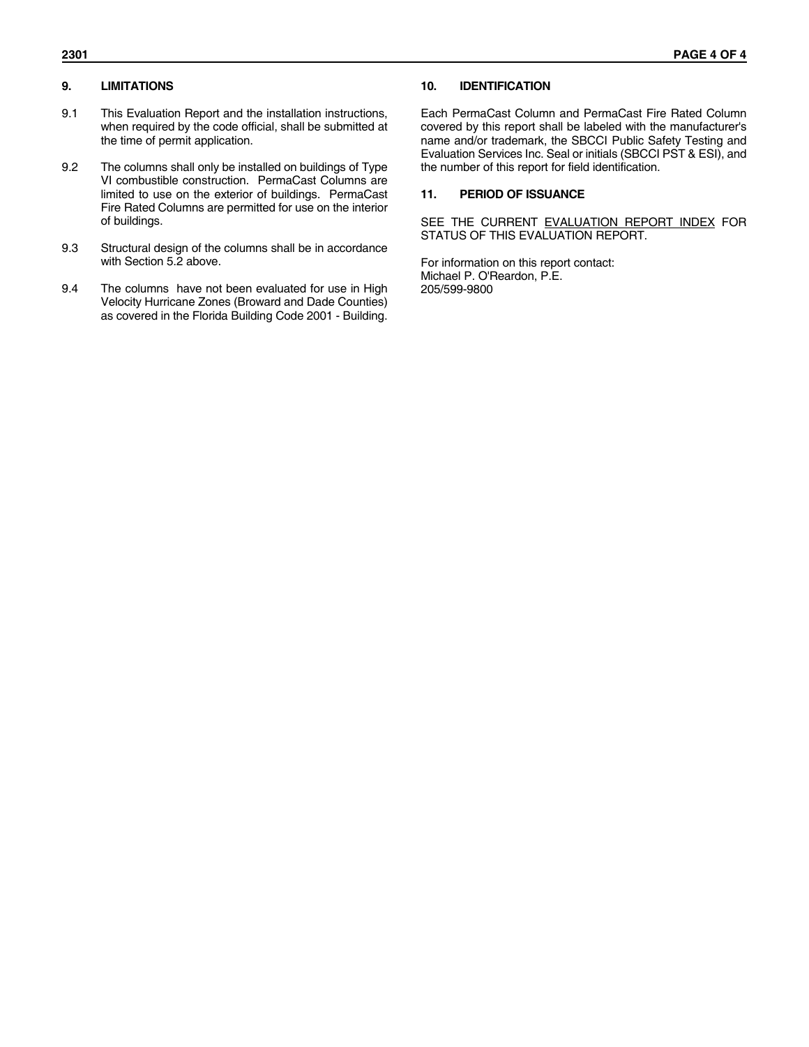## 9. LIMITATIONS

9.1 This Evaluation Report and the installation instructions, when required by the code official, shall be submitted at the time of permit application.

9.2 The columns shall only be installed on buildings of Type VI combustible construction. PermaCast Columns are limited to use on the exterior of buildings. PermaCast Fire Rated Columns are permitted for use on the interior of buildings.

9.3 Structural design of the columns shall be in accordance with Section 5.2 above.

9.4 The columns have not been evaluated for use in High Velocity Hurricane Zones (Broward and Dade Counties) as covered in the Florida Building Code 2001 - Building.

## 10. IDENTIFICATION

Each PermaCast Column and PermaCast Fire Rated Column covered by this report shall be labeled with the manufacturer's name and/or trademark, the SBCCI Public Safety Testing and Evaluation Services Inc. Seal or initials (SBCCI PST & ESI), and the number of this report for field identification.

## 11. PERIOD OF ISSUANCE

SEE THE CURRENT EVALUATION REPORT INDEX FOR STATUS OF THIS EVALUATION REPORT.

For information on this report contact:
Michael P. O'Reardon, P.E.
205/599-9800